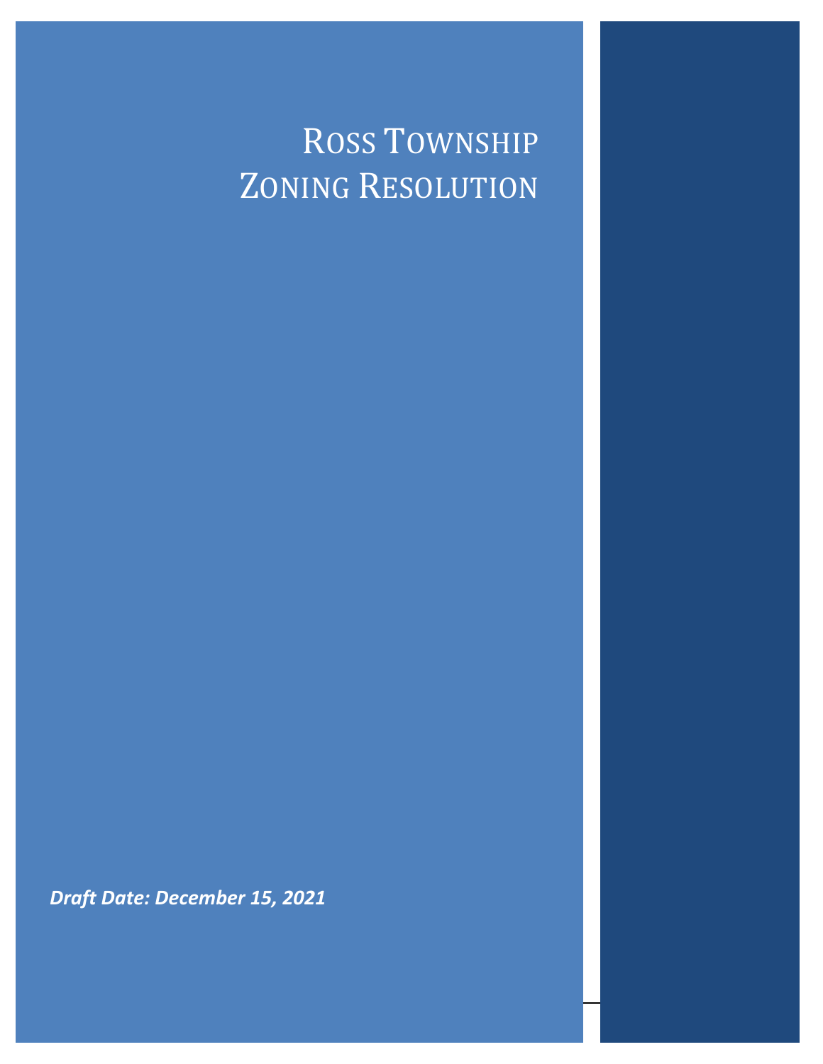# Ross Township Zoning Resolution

***Draft Date: December 15, 2021***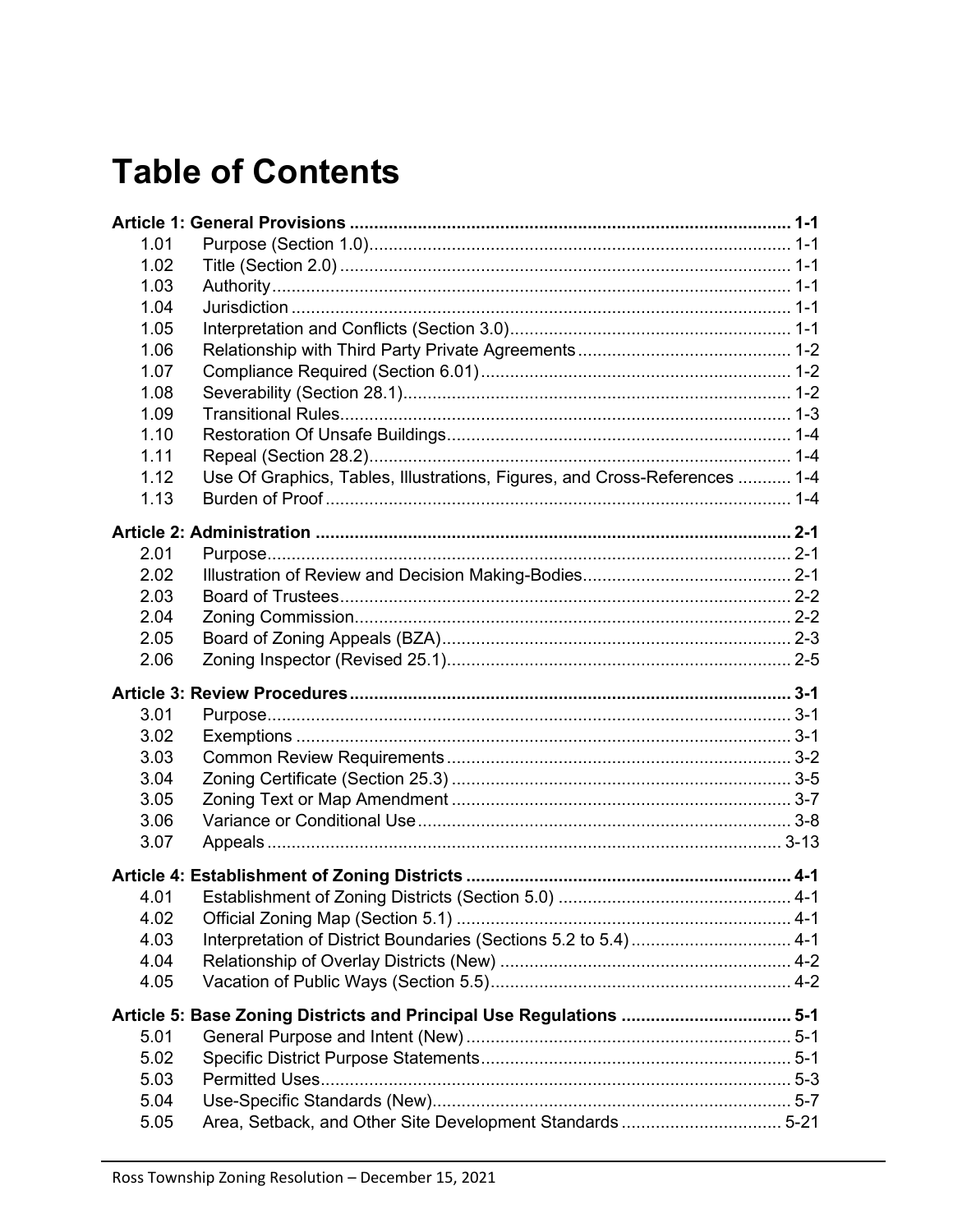# Table of Contents

**Article 1: General Provisions ........................................................................................ 1-1**

| | | |
|---|---|---|
| 1.01 | Purpose (Section 1.0) | 1-1 |
| 1.02 | Title (Section 2.0) | 1-1 |
| 1.03 | Authority | 1-1 |
| 1.04 | Jurisdiction | 1-1 |
| 1.05 | Interpretation and Conflicts (Section 3.0) | 1-1 |
| 1.06 | Relationship with Third Party Private Agreements | 1-2 |
| 1.07 | Compliance Required (Section 6.01) | 1-2 |
| 1.08 | Severability (Section 28.1) | 1-2 |
| 1.09 | Transitional Rules | 1-3 |
| 1.10 | Restoration Of Unsafe Buildings | 1-4 |
| 1.11 | Repeal (Section 28.2) | 1-4 |
| 1.12 | Use Of Graphics, Tables, Illustrations, Figures, and Cross-References | 1-4 |
| 1.13 | Burden of Proof | 1-4 |

**Article 2: Administration ............................................................................................... 2-1**

| | | |
|---|---|---|
| 2.01 | Purpose | 2-1 |
| 2.02 | Illustration of Review and Decision Making-Bodies | 2-1 |
| 2.03 | Board of Trustees | 2-2 |
| 2.04 | Zoning Commission | 2-2 |
| 2.05 | Board of Zoning Appeals (BZA) | 2-3 |
| 2.06 | Zoning Inspector (Revised 25.1) | 2-5 |

**Article 3: Review Procedures ........................................................................................ 3-1**

| | | |
|---|---|---|
| 3.01 | Purpose | 3-1 |
| 3.02 | Exemptions | 3-1 |
| 3.03 | Common Review Requirements | 3-2 |
| 3.04 | Zoning Certificate (Section 25.3) | 3-5 |
| 3.05 | Zoning Text or Map Amendment | 3-7 |
| 3.06 | Variance or Conditional Use | 3-8 |
| 3.07 | Appeals | 3-13 |

**Article 4: Establishment of Zoning Districts ................................................................. 4-1**

| | | |
|---|---|---|
| 4.01 | Establishment of Zoning Districts (Section 5.0) | 4-1 |
| 4.02 | Official Zoning Map (Section 5.1) | 4-1 |
| 4.03 | Interpretation of District Boundaries (Sections 5.2 to 5.4) | 4-1 |
| 4.04 | Relationship of Overlay Districts (New) | 4-2 |
| 4.05 | Vacation of Public Ways (Section 5.5) | 4-2 |

**Article 5: Base Zoning Districts and Principal Use Regulations .................................. 5-1**

| | | |
|---|---|---|
| 5.01 | General Purpose and Intent (New) | 5-1 |
| 5.02 | Specific District Purpose Statements | 5-1 |
| 5.03 | Permitted Uses | 5-3 |
| 5.04 | Use-Specific Standards (New) | 5-7 |
| 5.05 | Area, Setback, and Other Site Development Standards | 5-21 |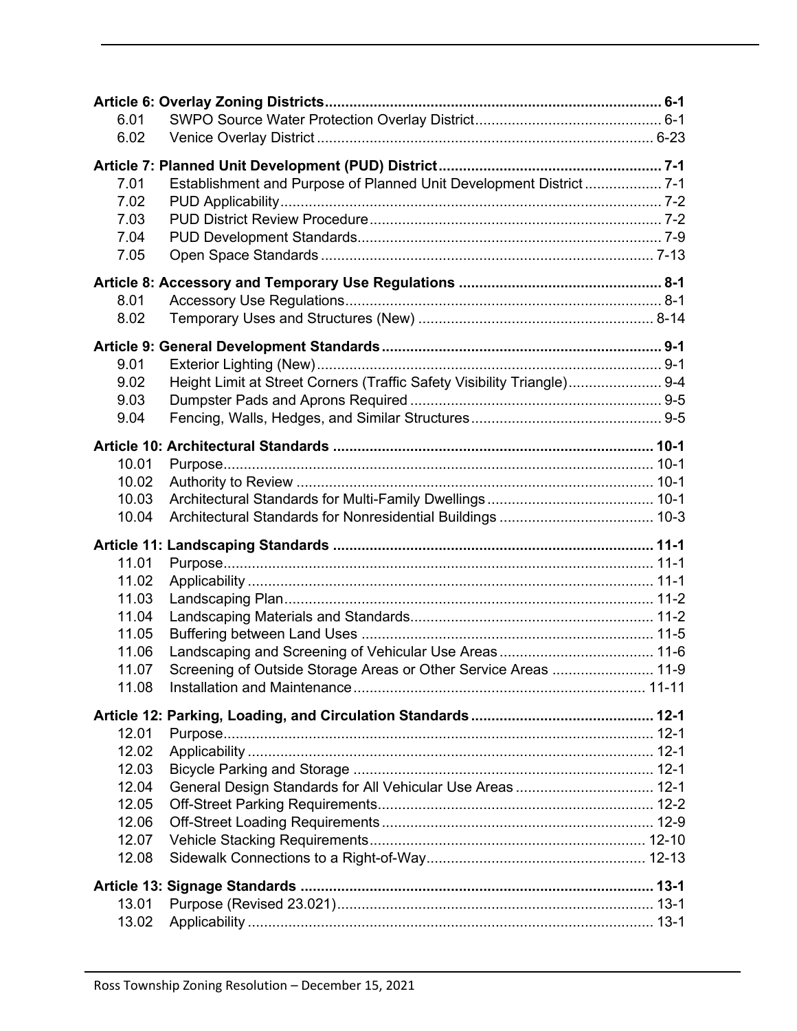| | | |
|---|---|---|
| **Article 6: Overlay Zoning Districts** | | **6-1** |
| 6.01 | SWPO Source Water Protection Overlay District | 6-1 |
| 6.02 | Venice Overlay District | 6-23 |
| **Article 7: Planned Unit Development (PUD) District** | | **7-1** |
| 7.01 | Establishment and Purpose of Planned Unit Development District | 7-1 |
| 7.02 | PUD Applicability | 7-2 |
| 7.03 | PUD District Review Procedure | 7-2 |
| 7.04 | PUD Development Standards | 7-9 |
| 7.05 | Open Space Standards | 7-13 |
| **Article 8: Accessory and Temporary Use Regulations** | | **8-1** |
| 8.01 | Accessory Use Regulations | 8-1 |
| 8.02 | Temporary Uses and Structures (New) | 8-14 |
| **Article 9: General Development Standards** | | **9-1** |
| 9.01 | Exterior Lighting (New) | 9-1 |
| 9.02 | Height Limit at Street Corners (Traffic Safety Visibility Triangle) | 9-4 |
| 9.03 | Dumpster Pads and Aprons Required | 9-5 |
| 9.04 | Fencing, Walls, Hedges, and Similar Structures | 9-5 |
| **Article 10: Architectural Standards** | | **10-1** |
| 10.01 | Purpose | 10-1 |
| 10.02 | Authority to Review | 10-1 |
| 10.03 | Architectural Standards for Multi-Family Dwellings | 10-1 |
| 10.04 | Architectural Standards for Nonresidential Buildings | 10-3 |
| **Article 11: Landscaping Standards** | | **11-1** |
| 11.01 | Purpose | 11-1 |
| 11.02 | Applicability | 11-1 |
| 11.03 | Landscaping Plan | 11-2 |
| 11.04 | Landscaping Materials and Standards | 11-2 |
| 11.05 | Buffering between Land Uses | 11-5 |
| 11.06 | Landscaping and Screening of Vehicular Use Areas | 11-6 |
| 11.07 | Screening of Outside Storage Areas or Other Service Areas | 11-9 |
| 11.08 | Installation and Maintenance | 11-11 |
| **Article 12: Parking, Loading, and Circulation Standards** | | **12-1** |
| 12.01 | Purpose | 12-1 |
| 12.02 | Applicability | 12-1 |
| 12.03 | Bicycle Parking and Storage | 12-1 |
| 12.04 | General Design Standards for All Vehicular Use Areas | 12-1 |
| 12.05 | Off-Street Parking Requirements | 12-2 |
| 12.06 | Off-Street Loading Requirements | 12-9 |
| 12.07 | Vehicle Stacking Requirements | 12-10 |
| 12.08 | Sidewalk Connections to a Right-of-Way | 12-13 |
| **Article 13: Signage Standards** | | **13-1** |
| 13.01 | Purpose (Revised 23.021) | 13-1 |
| 13.02 | Applicability | 13-1 |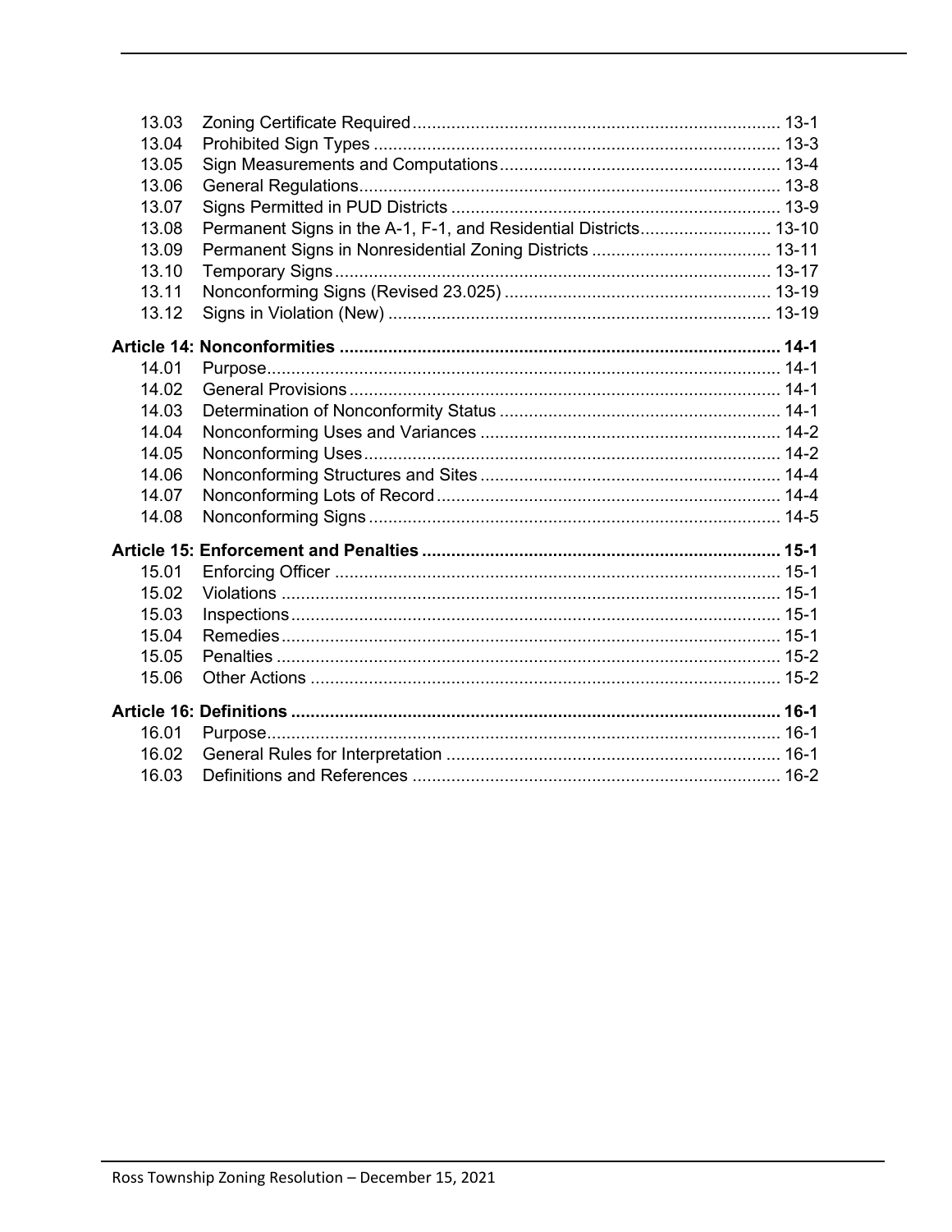| | | |
|---|---|---|
| 13.03 | Zoning Certificate Required | 13-1 |
| 13.04 | Prohibited Sign Types | 13-3 |
| 13.05 | Sign Measurements and Computations | 13-4 |
| 13.06 | General Regulations | 13-8 |
| 13.07 | Signs Permitted in PUD Districts | 13-9 |
| 13.08 | Permanent Signs in the A-1, F-1, and Residential Districts | 13-10 |
| 13.09 | Permanent Signs in Nonresidential Zoning Districts | 13-11 |
| 13.10 | Temporary Signs | 13-17 |
| 13.11 | Nonconforming Signs (Revised 23.025) | 13-19 |
| 13.12 | Signs in Violation (New) | 13-19 |
| **Article 14: Nonconformities** | | **14-1** |
| 14.01 | Purpose | 14-1 |
| 14.02 | General Provisions | 14-1 |
| 14.03 | Determination of Nonconformity Status | 14-1 |
| 14.04 | Nonconforming Uses and Variances | 14-2 |
| 14.05 | Nonconforming Uses | 14-2 |
| 14.06 | Nonconforming Structures and Sites | 14-4 |
| 14.07 | Nonconforming Lots of Record | 14-4 |
| 14.08 | Nonconforming Signs | 14-5 |
| **Article 15: Enforcement and Penalties** | | **15-1** |
| 15.01 | Enforcing Officer | 15-1 |
| 15.02 | Violations | 15-1 |
| 15.03 | Inspections | 15-1 |
| 15.04 | Remedies | 15-1 |
| 15.05 | Penalties | 15-2 |
| 15.06 | Other Actions | 15-2 |
| **Article 16: Definitions** | | **16-1** |
| 16.01 | Purpose | 16-1 |
| 16.02 | General Rules for Interpretation | 16-1 |
| 16.03 | Definitions and References | 16-2 |